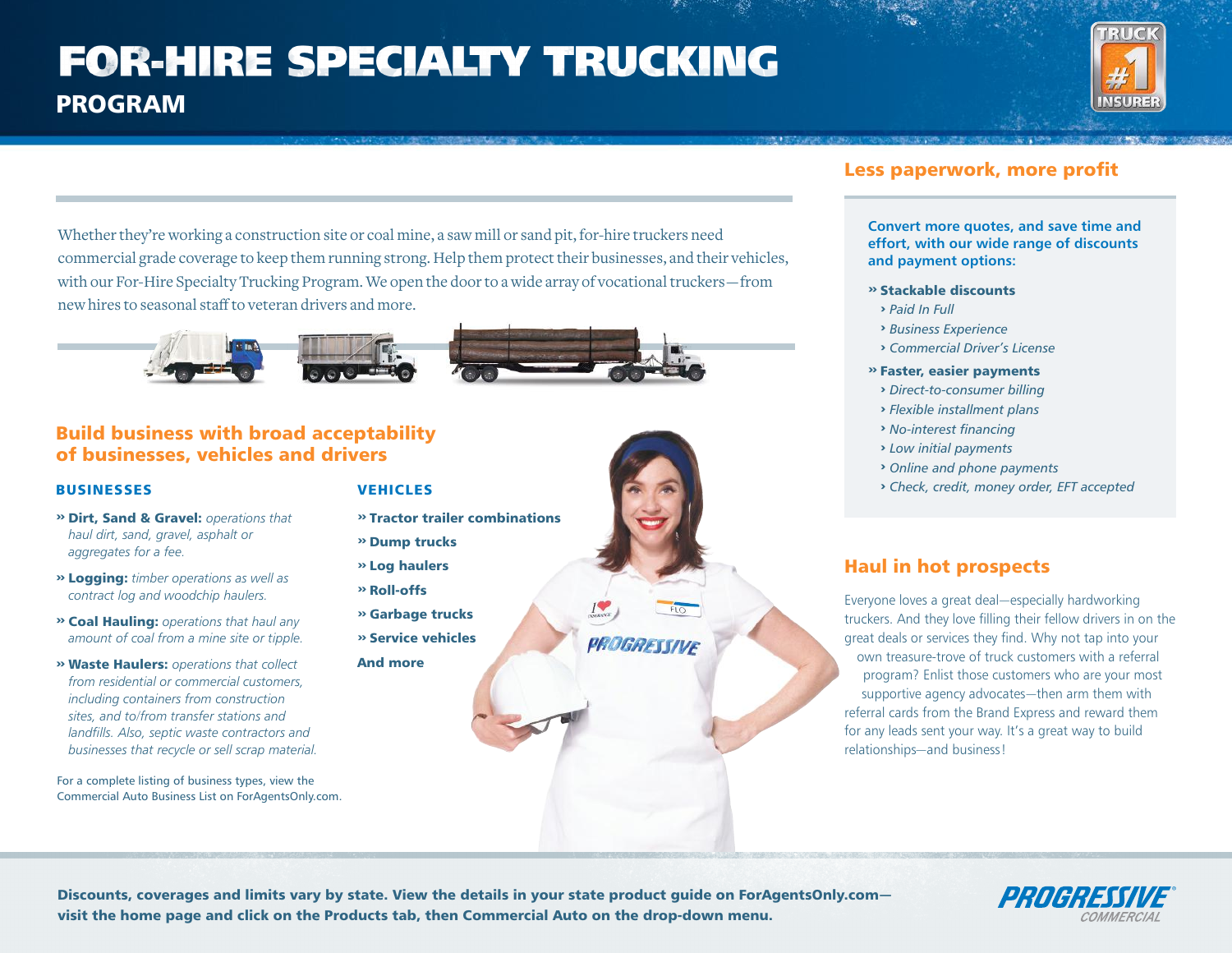# FOR-HIRE SPECIALTY TRUCKING

## PROGRAM

Whether they're working a construction site or coal mine, a saw mill or sand pit, for-hire truckers need commercial grade coverage to keep them running strong. Help them protect their businesses, and their vehicles, with our For-Hire Specialty Trucking Program. We open the door to a wide array of vocational truckers—from new hires to seasonal staff to veteran drivers and more.

## Build business with broad acceptability of businesses, vehicles and drivers

### BUSINESSES

» **Dirt, Sand & Gravel:** *operations that haul dirt, sand, gravel, asphalt or aggregates for a fee.*

» **Logging:** *timber operations as well as contract log and woodchip haulers.*

» **Coal Hauling:** *operations that haul any amount of coal from a mine site or tipple.*

» **Waste Haulers:** *operations that collect from residential or commercial customers, including containers from construction sites, and to/from transfer stations and landfills. Also, septic waste contractors and businesses that recycle or sell scrap material.*

For a complete listing of business types, view the Commercial Auto Business List on ForAgentsOnly.com.

### VEHICLES

» **Tractor trailer combinations**

» **Dump trucks**

» **Log haulers**

» **Roll-offs**

» **Garbage trucks**

» **Service vehicles**

**And more**

## Less paperwork, more profit

**Convert more quotes, and save time and effort, with our wide range of discounts and payment options:**

» **Stackable discounts**
- *Paid In Full*
- *Business Experience*
- *Commercial Driver's License*

» **Faster, easier payments**
- *Direct-to-consumer billing*
- *Flexible installment plans*
- *No-interest financing*
- *Low initial payments*
- *Online and phone payments*
- *Check, credit, money order, EFT accepted*

## Haul in hot prospects

Everyone loves a great deal—especially hardworking truckers. And they love filling their fellow drivers in on the great deals or services they find. Why not tap into your own treasure-trove of truck customers with a referral program? Enlist those customers who are your most supportive agency advocates—then arm them with referral cards from the Brand Express and reward them for any leads sent your way. It's a great way to build relationships—and business!

**Discounts, coverages and limits vary by state. View the details in your state product guide on ForAgentsOnly.com—visit the home page and click on the Products tab, then Commercial Auto on the drop-down menu.**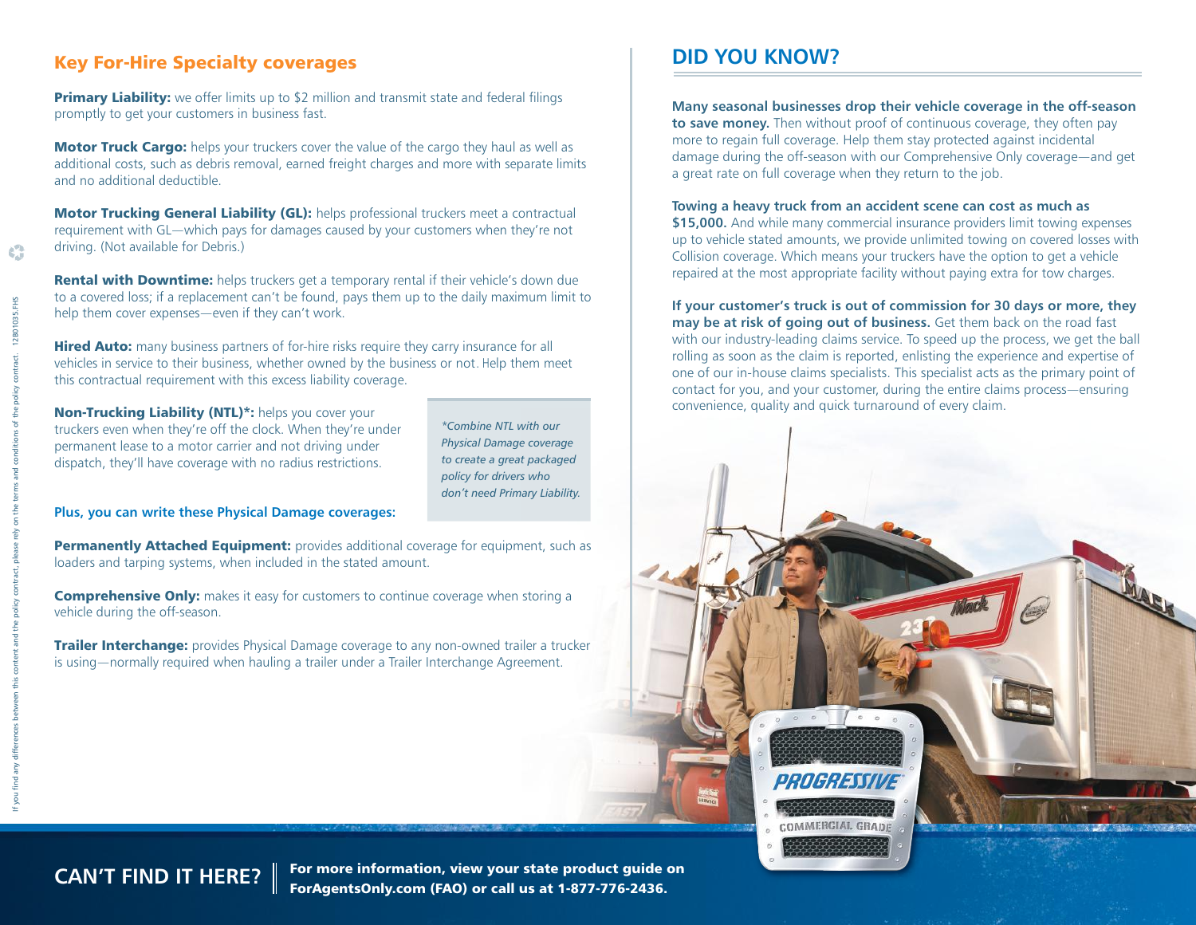## Key For-Hire Specialty coverages

**Primary Liability:** we offer limits up to $2 million and transmit state and federal filings promptly to get your customers in business fast.

**Motor Truck Cargo:** helps your truckers cover the value of the cargo they haul as well as additional costs, such as debris removal, earned freight charges and more with separate limits and no additional deductible.

**Motor Trucking General Liability (GL):** helps professional truckers meet a contractual requirement with GL—which pays for damages caused by your customers when they're not driving. (Not available for Debris.)

**Rental with Downtime:** helps truckers get a temporary rental if their vehicle's down due to a covered loss; if a replacement can't be found, pays them up to the daily maximum limit to help them cover expenses—even if they can't work.

**Hired Auto:** many business partners of for-hire risks require they carry insurance for all vehicles in service to their business, whether owned by the business or not. Help them meet this contractual requirement with this excess liability coverage.

**Non-Trucking Liability (NTL)*:** helps you cover your truckers even when they're off the clock. When they're under permanent lease to a motor carrier and not driving under dispatch, they'll have coverage with no radius restrictions.

*\*Combine NTL with our Physical Damage coverage to create a great packaged policy for drivers who don't need Primary Liability.*

**Plus, you can write these Physical Damage coverages:**

**Permanently Attached Equipment:** provides additional coverage for equipment, such as loaders and tarping systems, when included in the stated amount.

**Comprehensive Only:** makes it easy for customers to continue coverage when storing a vehicle during the off-season.

**Trailer Interchange:** provides Physical Damage coverage to any non-owned trailer a trucker is using—normally required when hauling a trailer under a Trailer Interchange Agreement.

## DID YOU KNOW?

**Many seasonal businesses drop their vehicle coverage in the off-season to save money.** Then without proof of continuous coverage, they often pay more to regain full coverage. Help them stay protected against incidental damage during the off-season with our Comprehensive Only coverage—and get a great rate on full coverage when they return to the job.

**Towing a heavy truck from an accident scene can cost as much as $15,000.** And while many commercial insurance providers limit towing expenses up to vehicle stated amounts, we provide unlimited towing on covered losses with Collision coverage. Which means your truckers have the option to get a vehicle repaired at the most appropriate facility without paying extra for tow charges.

**If your customer's truck is out of commission for 30 days or more, they may be at risk of going out of business.** Get them back on the road fast with our industry-leading claims service. To speed up the process, we get the ball rolling as soon as the claim is reported, enlisting the experience and expertise of one of our in-house claims specialists. This specialist acts as the primary point of contact for you, and your customer, during the entire claims process—ensuring convenience, quality and quick turnaround of every claim.

PROGRESSIVE COMMERCIAL GRADE

**CAN'T FIND IT HERE?** **For more information, view your state product guide on ForAgentsOnly.com (FAO) or call us at 1-877-776-2436.**

If you find any differences between this content and the policy contract, please rely on the terms and conditions of the policy contract. 1280103S.FHS